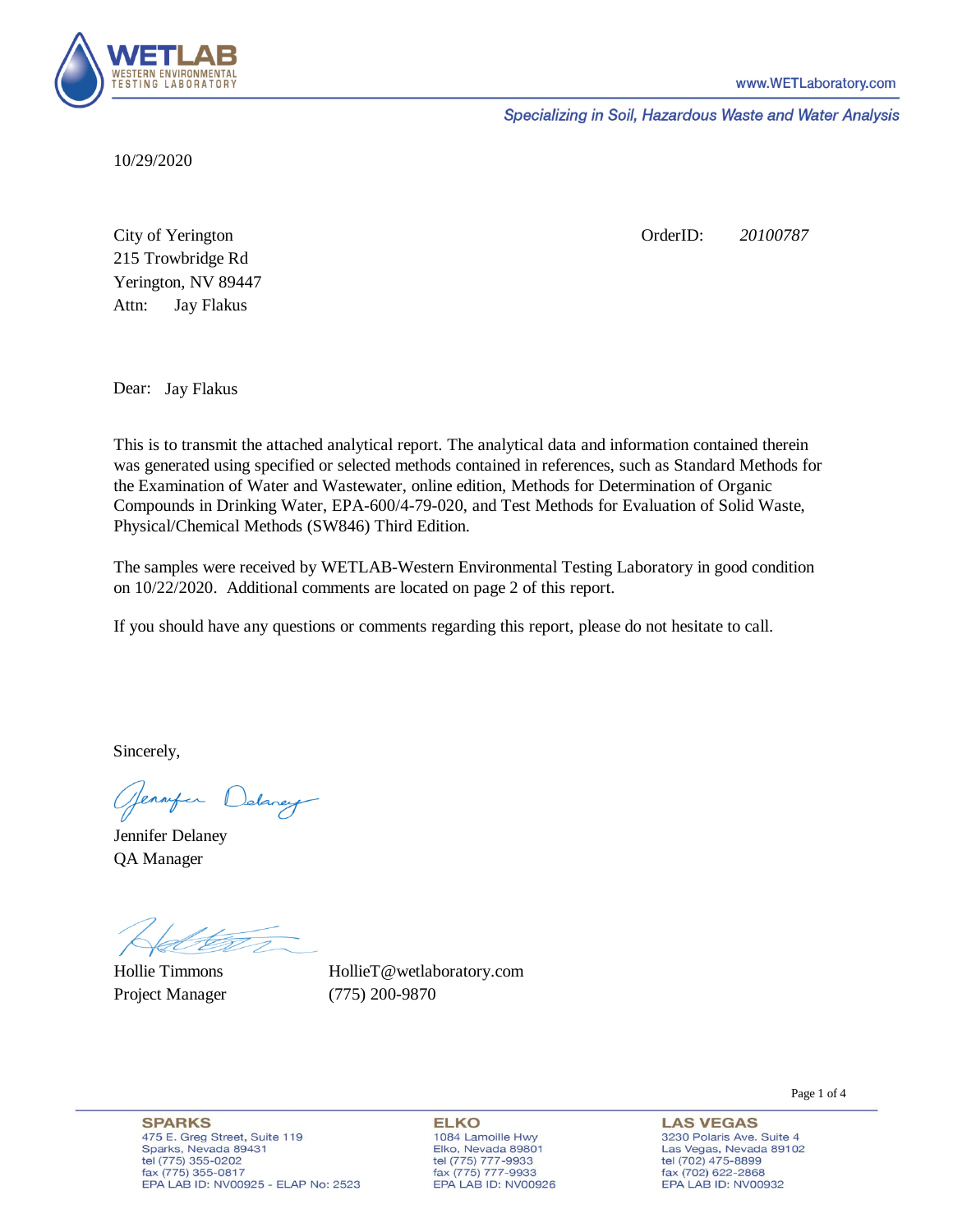www.WETLaboratory.com

*Specializing in Soil, Hazardous Waste and Water Analysis*

10/29/2020

City of Yerington
215 Trowbridge Rd
Yerington, NV 89447
Attn: Jay Flakus

OrderID: *20100787*

Dear: Jay Flakus

This is to transmit the attached analytical report. The analytical data and information contained therein was generated using specified or selected methods contained in references, such as Standard Methods for the Examination of Water and Wastewater, online edition, Methods for Determination of Organic Compounds in Drinking Water, EPA-600/4-79-020, and Test Methods for Evaluation of Solid Waste, Physical/Chemical Methods (SW846) Third Edition.

The samples were received by WETLAB-Western Environmental Testing Laboratory in good condition on 10/22/2020. Additional comments are located on page 2 of this report.

If you should have any questions or comments regarding this report, please do not hesitate to call.

Sincerely,

Jennifer Delaney
QA Manager

Hollie Timmons
Project Manager

HollieT@wetlaboratory.com
(775) 200-9870

**SPARKS**
475 E. Greg Street, Suite 119
Sparks, Nevada 89431
tel (775) 355-0202
fax (775) 355-0817
EPA LAB ID: NV00925 - ELAP No: 2523

**ELKO**
1084 Lamoille Hwy
Elko, Nevada 89801
tel (775) 777-9933
fax (775) 777-9933
EPA LAB ID: NV00926

**LAS VEGAS**
3230 Polaris Ave. Suite 4
Las Vegas, Nevada 89102
tel (702) 475-8899
fax (702) 622-2868
EPA LAB ID: NV00932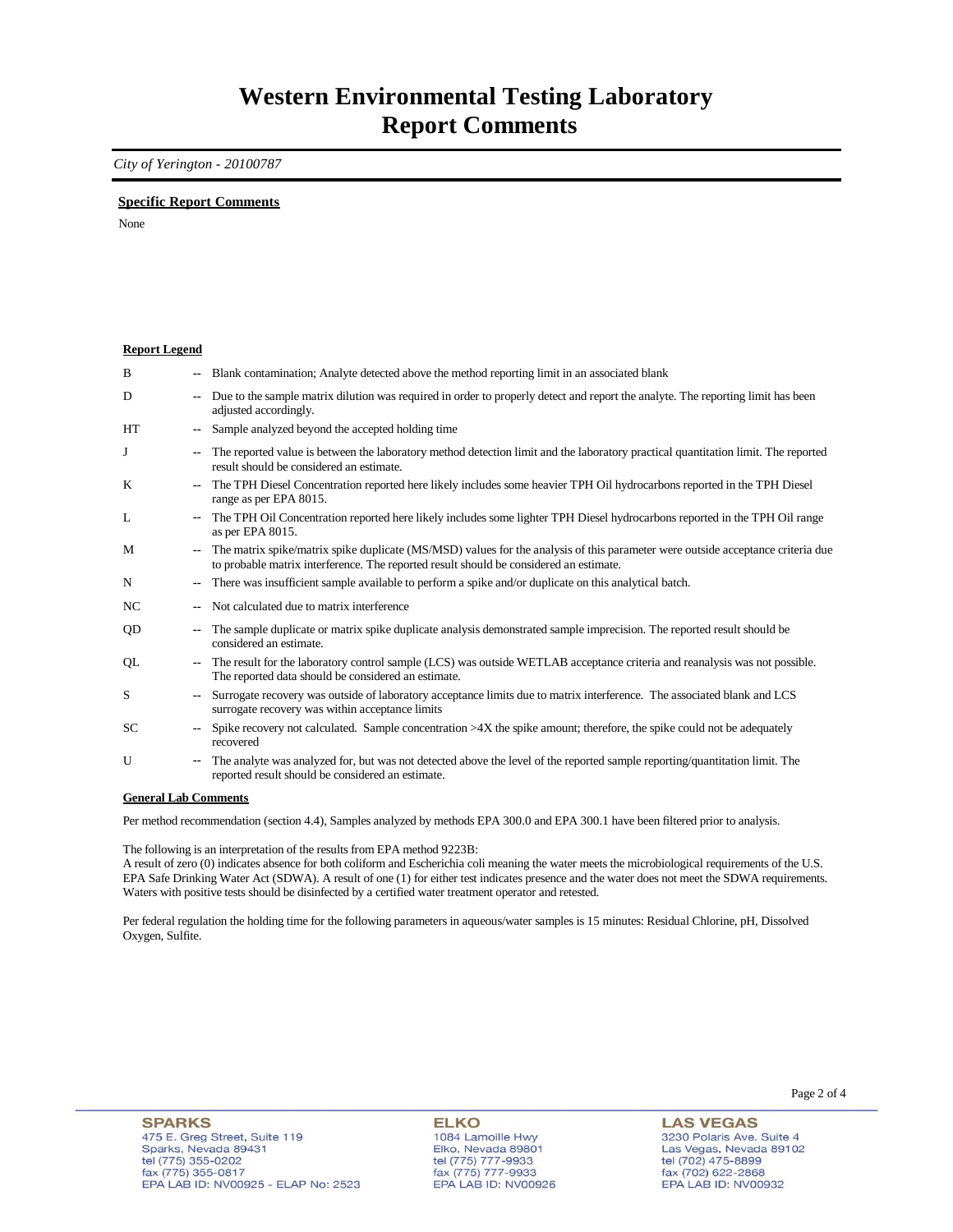# Western Environmental Testing Laboratory
# Report Comments

*City of Yerington - 20100787*

**Specific Report Comments**

None

**Report Legend**

| | | |
|---|---|---|
| B | -- | Blank contamination; Analyte detected above the method reporting limit in an associated blank |
| D | -- | Due to the sample matrix dilution was required in order to properly detect and report the analyte. The reporting limit has been adjusted accordingly. |
| HT | -- | Sample analyzed beyond the accepted holding time |
| J | -- | The reported value is between the laboratory method detection limit and the laboratory practical quantitation limit. The reported result should be considered an estimate. |
| K | -- | The TPH Diesel Concentration reported here likely includes some heavier TPH Oil hydrocarbons reported in the TPH Diesel range as per EPA 8015. |
| L | -- | The TPH Oil Concentration reported here likely includes some lighter TPH Diesel hydrocarbons reported in the TPH Oil range as per EPA 8015. |
| M | -- | The matrix spike/matrix spike duplicate (MS/MSD) values for the analysis of this parameter were outside acceptance criteria due to probable matrix interference. The reported result should be considered an estimate. |
| N | -- | There was insufficient sample available to perform a spike and/or duplicate on this analytical batch. |
| NC | -- | Not calculated due to matrix interference |
| QD | -- | The sample duplicate or matrix spike duplicate analysis demonstrated sample imprecision. The reported result should be considered an estimate. |
| QL | -- | The result for the laboratory control sample (LCS) was outside WETLAB acceptance criteria and reanalysis was not possible. The reported data should be considered an estimate. |
| S | -- | Surrogate recovery was outside of laboratory acceptance limits due to matrix interference. The associated blank and LCS surrogate recovery was within acceptance limits |
| SC | -- | Spike recovery not calculated. Sample concentration >4X the spike amount; therefore, the spike could not be adequately recovered |
| U | -- | The analyte was analyzed for, but was not detected above the level of the reported sample reporting/quantitation limit. The reported result should be considered an estimate. |

**General Lab Comments**

Per method recommendation (section 4.4), Samples analyzed by methods EPA 300.0 and EPA 300.1 have been filtered prior to analysis.

The following is an interpretation of the results from EPA method 9223B:
A result of zero (0) indicates absence for both coliform and Escherichia coli meaning the water meets the microbiological requirements of the U.S. EPA Safe Drinking Water Act (SDWA). A result of one (1) for either test indicates presence and the water does not meet the SDWA requirements. Waters with positive tests should be disinfected by a certified water treatment operator and retested.

Per federal regulation the holding time for the following parameters in aqueous/water samples is 15 minutes: Residual Chlorine, pH, Dissolved Oxygen, Sulfite.

**SPARKS**
475 E. Greg Street, Suite 119
Sparks, Nevada 89431
tel (775) 355-0202
fax (775) 355-0817
EPA LAB ID: NV00925 - ELAP No: 2523

**ELKO**
1084 Lamoille Hwy
Elko, Nevada 89801
tel (775) 777-9933
fax (775) 777-9933
EPA LAB ID: NV00926

**LAS VEGAS**
3230 Polaris Ave. Suite 4
Las Vegas, Nevada 89102
tel (702) 475-8899
fax (702) 622-2868
EPA LAB ID: NV00932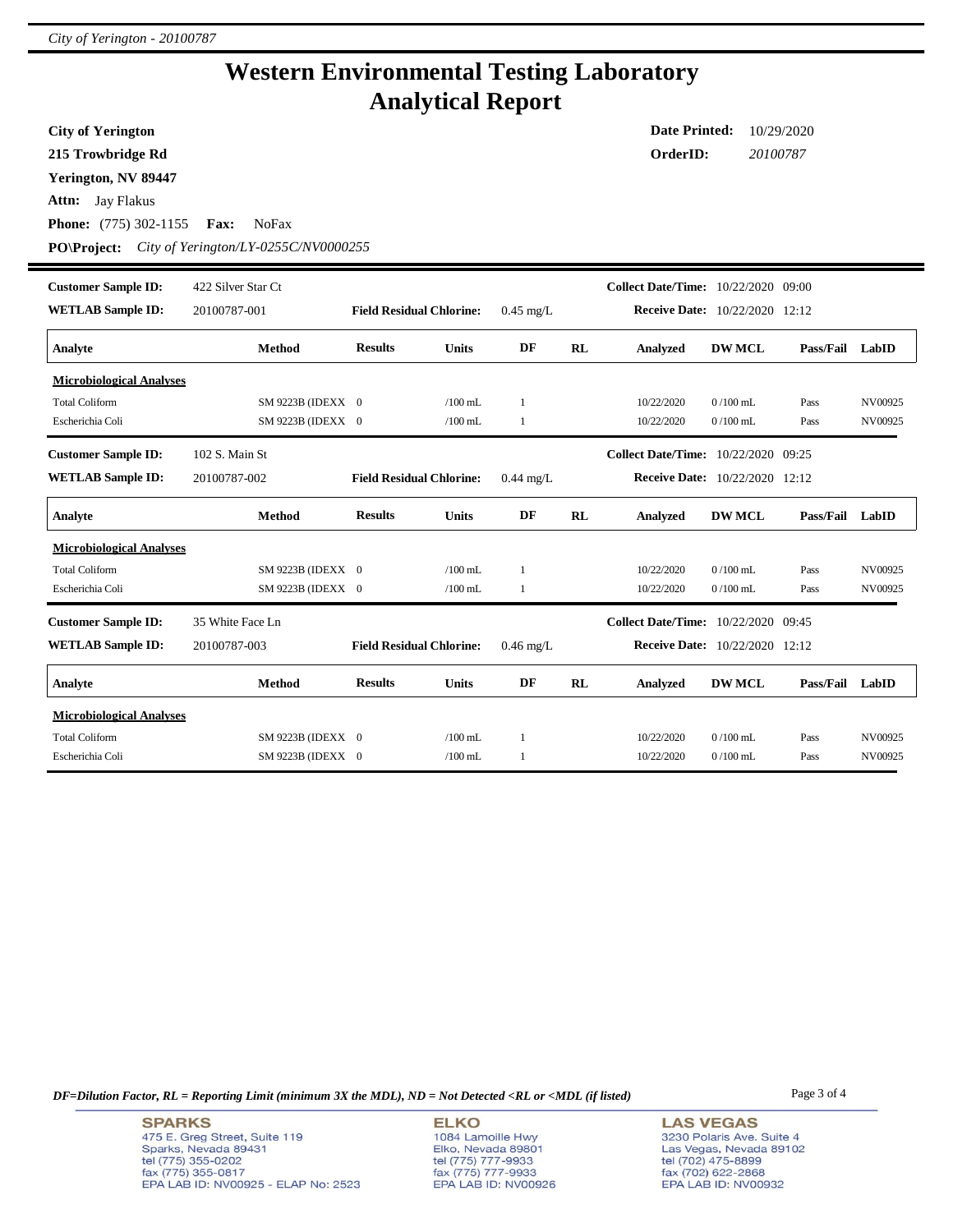# Western Environmental Testing Laboratory
# Analytical Report

**City of Yerington**
**215 Trowbridge Rd**
**Yerington, NV 89447**
**Attn:** Jay Flakus
**Phone:** (775) 302-1155 **Fax:** NoFax
**PO\Project:** *City of Yerington/LY-0255C/NV0000255*

**Date Printed:** 10/29/2020
**OrderID:** *20100787*

---

**Customer Sample ID:** 422 Silver Star Ct
**WETLAB Sample ID:** 20100787-001
**Field Residual Chlorine:** 0.45 mg/L
**Collect Date/Time:** 10/22/2020 09:00
**Receive Date:** 10/22/2020 12:12

| Analyte | Method | Results | Units | DF | RL | Analyzed | DW MCL | Pass/Fail | LabID |
|---|---|---|---|---|---|---|---|---|---|
| **Microbiological Analyses** | | | | | | | | | |
| Total Coliform | SM 9223B (IDEXX | 0 | /100 mL | 1 | | 10/22/2020 | 0 /100 mL | Pass | NV00925 |
| Escherichia Coli | SM 9223B (IDEXX | 0 | /100 mL | 1 | | 10/22/2020 | 0 /100 mL | Pass | NV00925 |

**Customer Sample ID:** 102 S. Main St
**WETLAB Sample ID:** 20100787-002
**Field Residual Chlorine:** 0.44 mg/L
**Collect Date/Time:** 10/22/2020 09:25
**Receive Date:** 10/22/2020 12:12

| Analyte | Method | Results | Units | DF | RL | Analyzed | DW MCL | Pass/Fail | LabID |
|---|---|---|---|---|---|---|---|---|---|
| **Microbiological Analyses** | | | | | | | | | |
| Total Coliform | SM 9223B (IDEXX | 0 | /100 mL | 1 | | 10/22/2020 | 0 /100 mL | Pass | NV00925 |
| Escherichia Coli | SM 9223B (IDEXX | 0 | /100 mL | 1 | | 10/22/2020 | 0 /100 mL | Pass | NV00925 |

**Customer Sample ID:** 35 White Face Ln
**WETLAB Sample ID:** 20100787-003
**Field Residual Chlorine:** 0.46 mg/L
**Collect Date/Time:** 10/22/2020 09:45
**Receive Date:** 10/22/2020 12:12

| Analyte | Method | Results | Units | DF | RL | Analyzed | DW MCL | Pass/Fail | LabID |
|---|---|---|---|---|---|---|---|---|---|
| **Microbiological Analyses** | | | | | | | | | |
| Total Coliform | SM 9223B (IDEXX | 0 | /100 mL | 1 | | 10/22/2020 | 0 /100 mL | Pass | NV00925 |
| Escherichia Coli | SM 9223B (IDEXX | 0 | /100 mL | 1 | | 10/22/2020 | 0 /100 mL | Pass | NV00925 |

*DF=Dilution Factor, RL = Reporting Limit (minimum 3X the MDL), ND = Not Detected <RL or <MDL (if listed)*

**SPARKS**
475 E. Greg Street, Suite 119
Sparks, Nevada 89431
tel (775) 355-0202
fax (775) 355-0817
EPA LAB ID: NV00925 - ELAP No: 2523

**ELKO**
1084 Lamoille Hwy
Elko, Nevada 89801
tel (775) 777-9933
fax (775) 777-9933
EPA LAB ID: NV00926

**LAS VEGAS**
3230 Polaris Ave. Suite 4
Las Vegas, Nevada 89102
tel (702) 475-8899
fax (702) 622-2868
EPA LAB ID: NV00932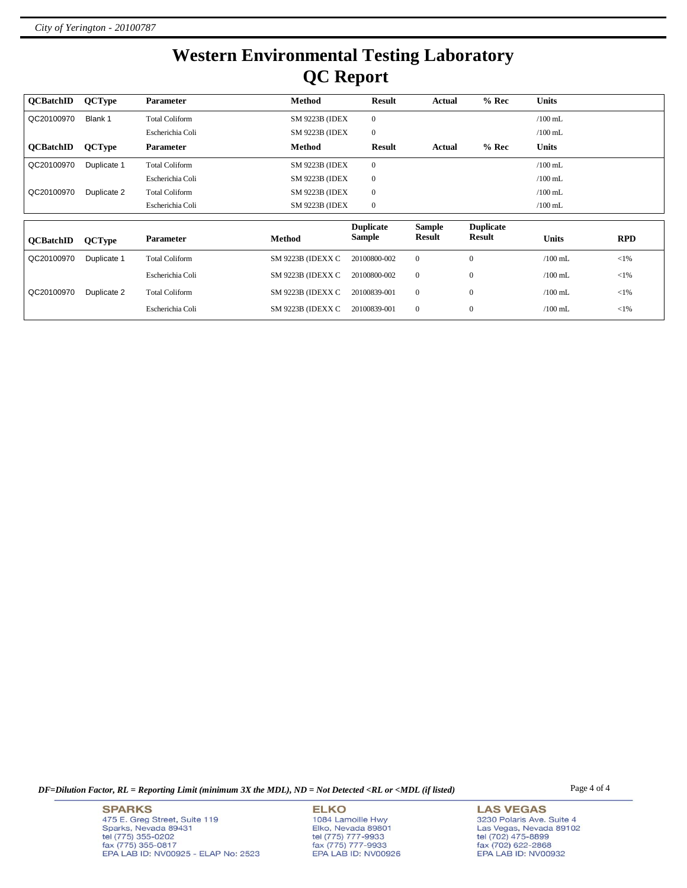# Western Environmental Testing Laboratory
# QC Report

| QCBatchID | QCType | Parameter | Method | Result | Actual | % Rec | Units |
|---|---|---|---|---|---|---|---|
| QC20100970 | Blank 1 | Total Coliform | SM 9223B (IDEX | 0 | | | /100 mL |
| | | Escherichia Coli | SM 9223B (IDEX | 0 | | | /100 mL |

| QCBatchID | QCType | Parameter | Method | Result | Actual | % Rec | Units |
|---|---|---|---|---|---|---|---|
| QC20100970 | Duplicate 1 | Total Coliform | SM 9223B (IDEX | 0 | | | /100 mL |
| | | Escherichia Coli | SM 9223B (IDEX | 0 | | | /100 mL |
| QC20100970 | Duplicate 2 | Total Coliform | SM 9223B (IDEX | 0 | | | /100 mL |
| | | Escherichia Coli | SM 9223B (IDEX | 0 | | | /100 mL |

| QCBatchID | QCType | Parameter | Method | Duplicate Sample | Sample Result | Duplicate Result | Units | RPD |
|---|---|---|---|---|---|---|---|---|
| QC20100970 | Duplicate 1 | Total Coliform | SM 9223B (IDEXX C | 20100800-002 | 0 | 0 | /100 mL | <1% |
| | | Escherichia Coli | SM 9223B (IDEXX C | 20100800-002 | 0 | 0 | /100 mL | <1% |
| QC20100970 | Duplicate 2 | Total Coliform | SM 9223B (IDEXX C | 20100839-001 | 0 | 0 | /100 mL | <1% |
| | | Escherichia Coli | SM 9223B (IDEXX C | 20100839-001 | 0 | 0 | /100 mL | <1% |

*DF=Dilution Factor, RL = Reporting Limit (minimum 3X the MDL), ND = Not Detected <RL or <MDL (if listed)*

**SPARKS**
475 E. Greg Street, Suite 119
Sparks, Nevada 89431
tel (775) 355-0202
fax (775) 355-0817
EPA LAB ID: NV00925 - ELAP No: 2523

**ELKO**
1084 Lamoille Hwy
Elko, Nevada 89801
tel (775) 777-9933
fax (775) 777-9933
EPA LAB ID: NV00926

**LAS VEGAS**
3230 Polaris Ave. Suite 4
Las Vegas, Nevada 89102
tel (702) 475-8899
fax (702) 622-2868
EPA LAB ID: NV00932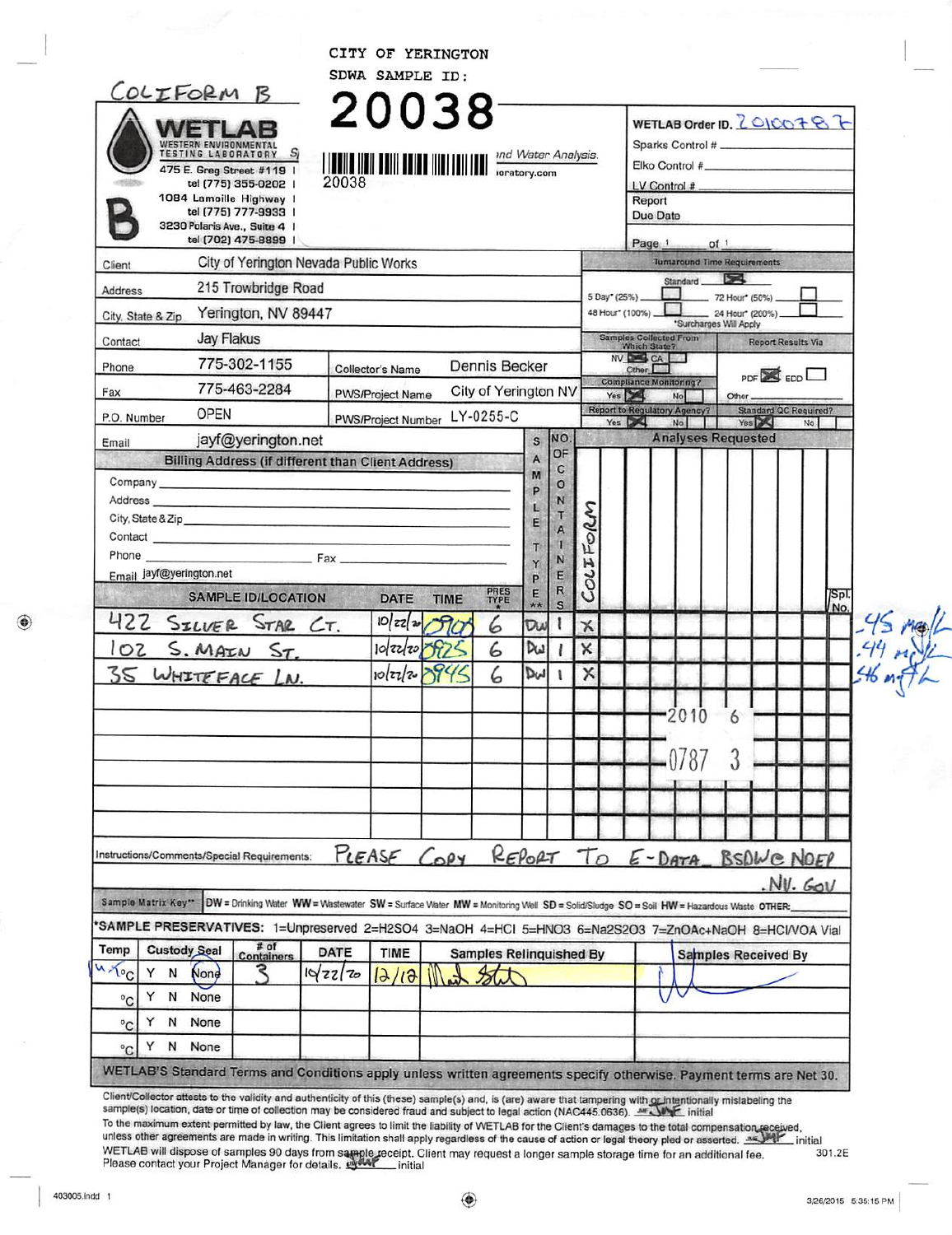COLIFORM B

CITY OF YERINGTON
SDWA SAMPLE ID:

# 20038

20038

**WETLAB**
WESTERN ENVIRONMENTAL TESTING LABORATORY
475 E. Greg Street #119 | tel (775) 355-0202
1084 Lamoille Highway | tel (775) 777-9933
3230 Polaris Ave., Suite 4 | tel (702) 475-8899

...nd Water Analysis.
...oratory.com

WETLAB Order ID. 20100787
Sparks Control # ____
Elko Control # ____
LV Control # ____
Report Due Date ____
Page 1 of 1

| | |
|---|---|
| Client | City of Yerington Nevada Public Works |
| Address | 215 Trowbridge Road |
| City, State & Zip | Yerington, NV 89447 |
| Contact | Jay Flakus |
| Phone | 775-302-1155 |
| Fax | 775-463-2284 |
| P.O. Number | OPEN |
| Email | jayf@yerington.net |
| Collector's Name | Dennis Becker |
| PWS/Project Name | City of Yerington NV |
| PWS/Project Number | LY-0255-C |

**Turnaround Time Requirements**
Standard [X]
5 Day* (25%) [ ] 72 Hour* (50%) [ ]
48 Hour* (100%) [ ] 24 Hour* (200%) [ ]
*Surcharges Will Apply

Samples Collected From Which State? NV [X] CA [ ] Other [ ]
Report Results Via: PDF [X] EDD [ ] Other ____
Compliance Monitoring? Yes [X] No [ ]
Report to Regulatory Agency? Yes [X] No [ ]
Standard QC Required? Yes [X] No [ ]

**Billing Address (if different than Client Address)**
Company ____
Address ____
City, State & Zip ____
Contact ____
Phone ____ Fax ____
Email jayf@yerington.net

**Analyses Requested**

| SAMPLE ID/LOCATION | DATE | TIME | PRES TYPE* | SAMPLE TYPE** | NO. OF CONTAINERS | COLIFORM |
|---|---|---|---|---|---|---|
| 422 SILVER STAR CT. | 10/22/20 | 0910 | 6 | DW | 1 | X |
| 102 S. MAIN ST. | 10/22/20 | 0925 | 6 | DW | 1 | X |
| 35 WHITEFACE LN. | 10/22/20 | 0945 | 6 | DW | 1 | X |

.45 mg/L
.44 mg/L
.46 mg/L

2010 6
0787 3

Instructions/Comments/Special Requirements: PLEASE COPY REPORT TO E-DATA BSDWE NDEP .NV. GOV

Sample Matrix Key** DW = Drinking Water WW = Wastewater SW = Surface Water MW = Monitoring Well SD = Solid/Sludge SO = Soil HW = Hazardous Waste OTHER:

*SAMPLE PRESERVATIVES: 1=Unpreserved 2=H2SO4 3=NaOH 4=HCl 5=HNO3 6=Na2S2O3 7=ZnOAc+NaOH 8=HCl/VOA Vial

| Temp | Custody Seal | # of Containers | DATE | TIME | Samples Relinquished By | Samples Received By |
|---|---|---|---|---|---|---|
| 4.7 °C | Y N None | 3 | 10/22/20 | 12/12 | (signature) | (signature) |
| °C | Y N None | | | | | |
| °C | Y N None | | | | | |
| °C | Y N None | | | | | |

WETLAB'S Standard Terms and Conditions apply unless written agreements specify otherwise. Payment terms are Net 30.

Client/Collector attests to the validity and authenticity of this (these) sample(s) and, is (are) aware that tampering with or intentionally mislabeling the sample(s) location, date or time of collection may be considered fraud and subject to legal action (NAC445.0636). ____ initial

To the maximum extent permitted by law, the Client agrees to limit the liability of WETLAB for the Client's damages to the total compensation received, unless other agreements are made in writing. This limitation shall apply regardless of the cause of action or legal theory pled or asserted. ____ initial

WETLAB will dispose of samples 90 days from sample receipt. Client may request a longer sample storage time for an additional fee. Please contact your Project Manager for details. ____ initial

301.2E